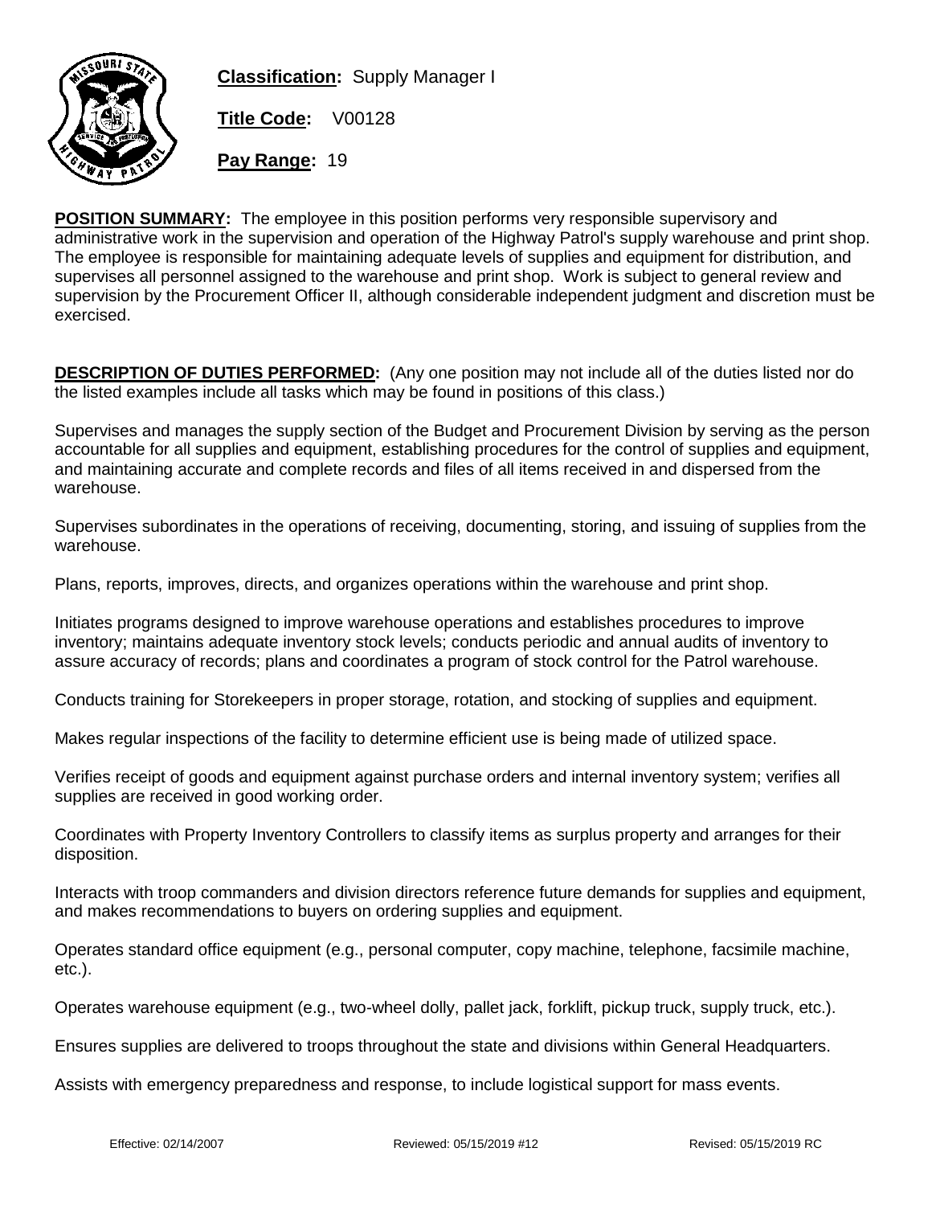**Classification:** Supply Manager I

**Title Code:** V00128

**Pay Range:** 19

**POSITION SUMMARY:** The employee in this position performs very responsible supervisory and administrative work in the supervision and operation of the Highway Patrol's supply warehouse and print shop. The employee is responsible for maintaining adequate levels of supplies and equipment for distribution, and supervises all personnel assigned to the warehouse and print shop. Work is subject to general review and supervision by the Procurement Officer II, although considerable independent judgment and discretion must be exercised.

**DESCRIPTION OF DUTIES PERFORMED:** (Any one position may not include all of the duties listed nor do the listed examples include all tasks which may be found in positions of this class.)

Supervises and manages the supply section of the Budget and Procurement Division by serving as the person accountable for all supplies and equipment, establishing procedures for the control of supplies and equipment, and maintaining accurate and complete records and files of all items received in and dispersed from the warehouse.

Supervises subordinates in the operations of receiving, documenting, storing, and issuing of supplies from the warehouse.

Plans, reports, improves, directs, and organizes operations within the warehouse and print shop.

Initiates programs designed to improve warehouse operations and establishes procedures to improve inventory; maintains adequate inventory stock levels; conducts periodic and annual audits of inventory to assure accuracy of records; plans and coordinates a program of stock control for the Patrol warehouse.

Conducts training for Storekeepers in proper storage, rotation, and stocking of supplies and equipment.

Makes regular inspections of the facility to determine efficient use is being made of utilized space.

Verifies receipt of goods and equipment against purchase orders and internal inventory system; verifies all supplies are received in good working order.

Coordinates with Property Inventory Controllers to classify items as surplus property and arranges for their disposition.

Interacts with troop commanders and division directors reference future demands for supplies and equipment, and makes recommendations to buyers on ordering supplies and equipment.

Operates standard office equipment (e.g., personal computer, copy machine, telephone, facsimile machine, etc.).

Operates warehouse equipment (e.g., two-wheel dolly, pallet jack, forklift, pickup truck, supply truck, etc.).

Ensures supplies are delivered to troops throughout the state and divisions within General Headquarters.

Assists with emergency preparedness and response, to include logistical support for mass events.

Effective: 02/14/2007 Reviewed: 05/15/2019 #12 Revised: 05/15/2019 RC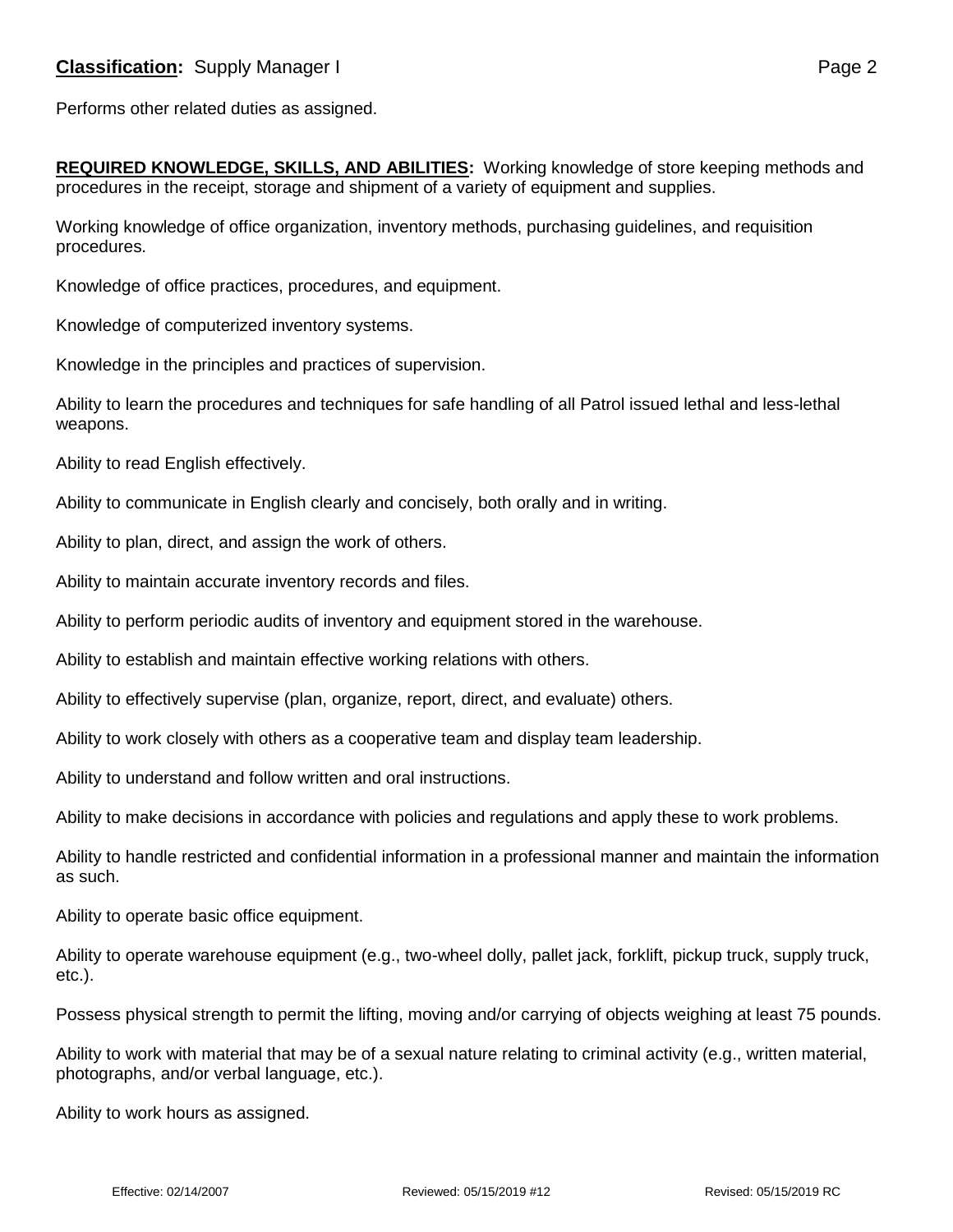Performs other related duties as assigned.

**REQUIRED KNOWLEDGE, SKILLS, AND ABILITIES:** Working knowledge of store keeping methods and procedures in the receipt, storage and shipment of a variety of equipment and supplies.

Working knowledge of office organization, inventory methods, purchasing guidelines, and requisition procedures.

Knowledge of office practices, procedures, and equipment.

Knowledge of computerized inventory systems.

Knowledge in the principles and practices of supervision.

Ability to learn the procedures and techniques for safe handling of all Patrol issued lethal and less-lethal weapons.

Ability to read English effectively.

Ability to communicate in English clearly and concisely, both orally and in writing.

Ability to plan, direct, and assign the work of others.

Ability to maintain accurate inventory records and files.

Ability to perform periodic audits of inventory and equipment stored in the warehouse.

Ability to establish and maintain effective working relations with others.

Ability to effectively supervise (plan, organize, report, direct, and evaluate) others.

Ability to work closely with others as a cooperative team and display team leadership.

Ability to understand and follow written and oral instructions.

Ability to make decisions in accordance with policies and regulations and apply these to work problems.

Ability to handle restricted and confidential information in a professional manner and maintain the information as such.

Ability to operate basic office equipment.

Ability to operate warehouse equipment (e.g., two-wheel dolly, pallet jack, forklift, pickup truck, supply truck, etc.).

Possess physical strength to permit the lifting, moving and/or carrying of objects weighing at least 75 pounds.

Ability to work with material that may be of a sexual nature relating to criminal activity (e.g., written material, photographs, and/or verbal language, etc.).

Ability to work hours as assigned.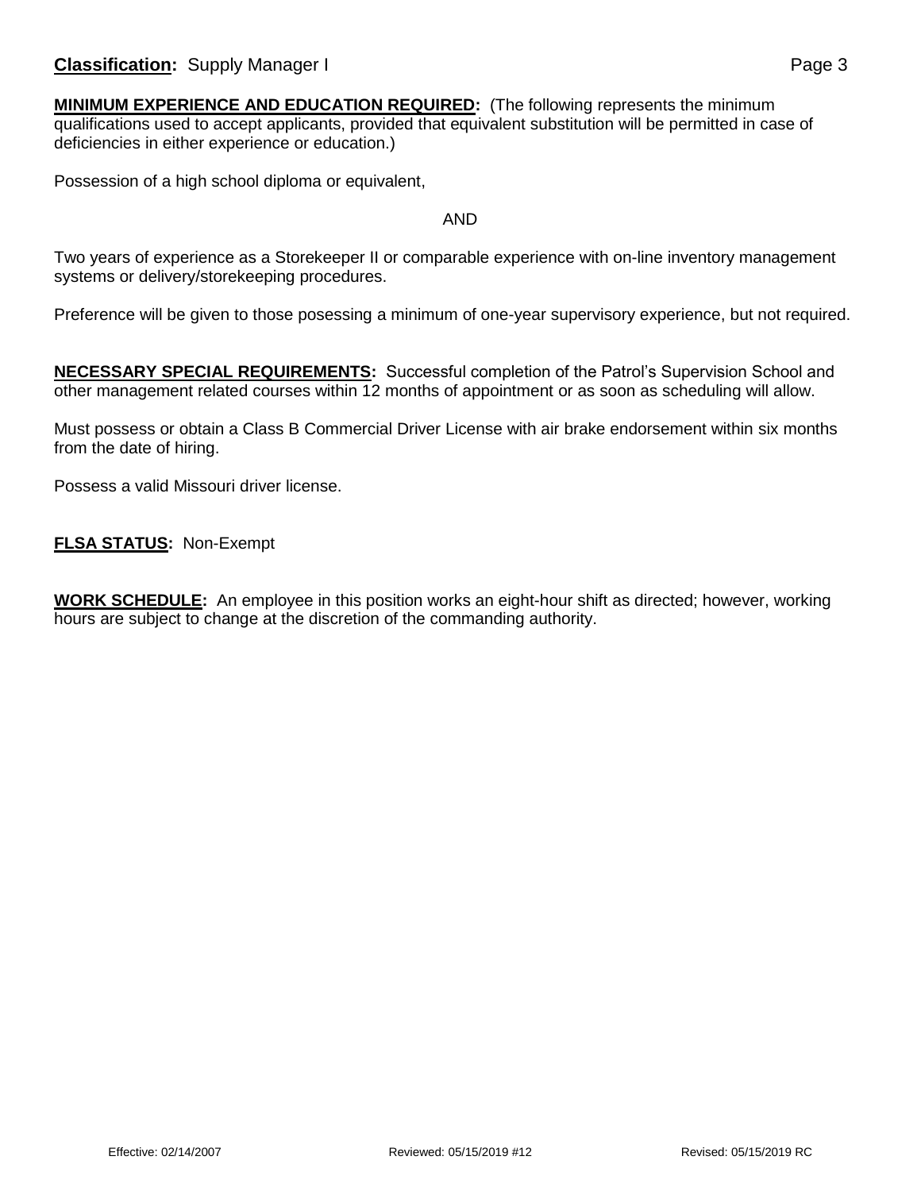**MINIMUM EXPERIENCE AND EDUCATION REQUIRED:** (The following represents the minimum qualifications used to accept applicants, provided that equivalent substitution will be permitted in case of deficiencies in either experience or education.)

Possession of a high school diploma or equivalent,

AND

Two years of experience as a Storekeeper II or comparable experience with on-line inventory management systems or delivery/storekeeping procedures.

Preference will be given to those posessing a minimum of one-year supervisory experience, but not required.

**NECESSARY SPECIAL REQUIREMENTS:** Successful completion of the Patrol's Supervision School and other management related courses within 12 months of appointment or as soon as scheduling will allow.

Must possess or obtain a Class B Commercial Driver License with air brake endorsement within six months from the date of hiring.

Possess a valid Missouri driver license.

**FLSA STATUS:** Non-Exempt

**WORK SCHEDULE:** An employee in this position works an eight-hour shift as directed; however, working hours are subject to change at the discretion of the commanding authority.

Effective: 02/14/2007 Reviewed: 05/15/2019 #12 Revised: 05/15/2019 RC